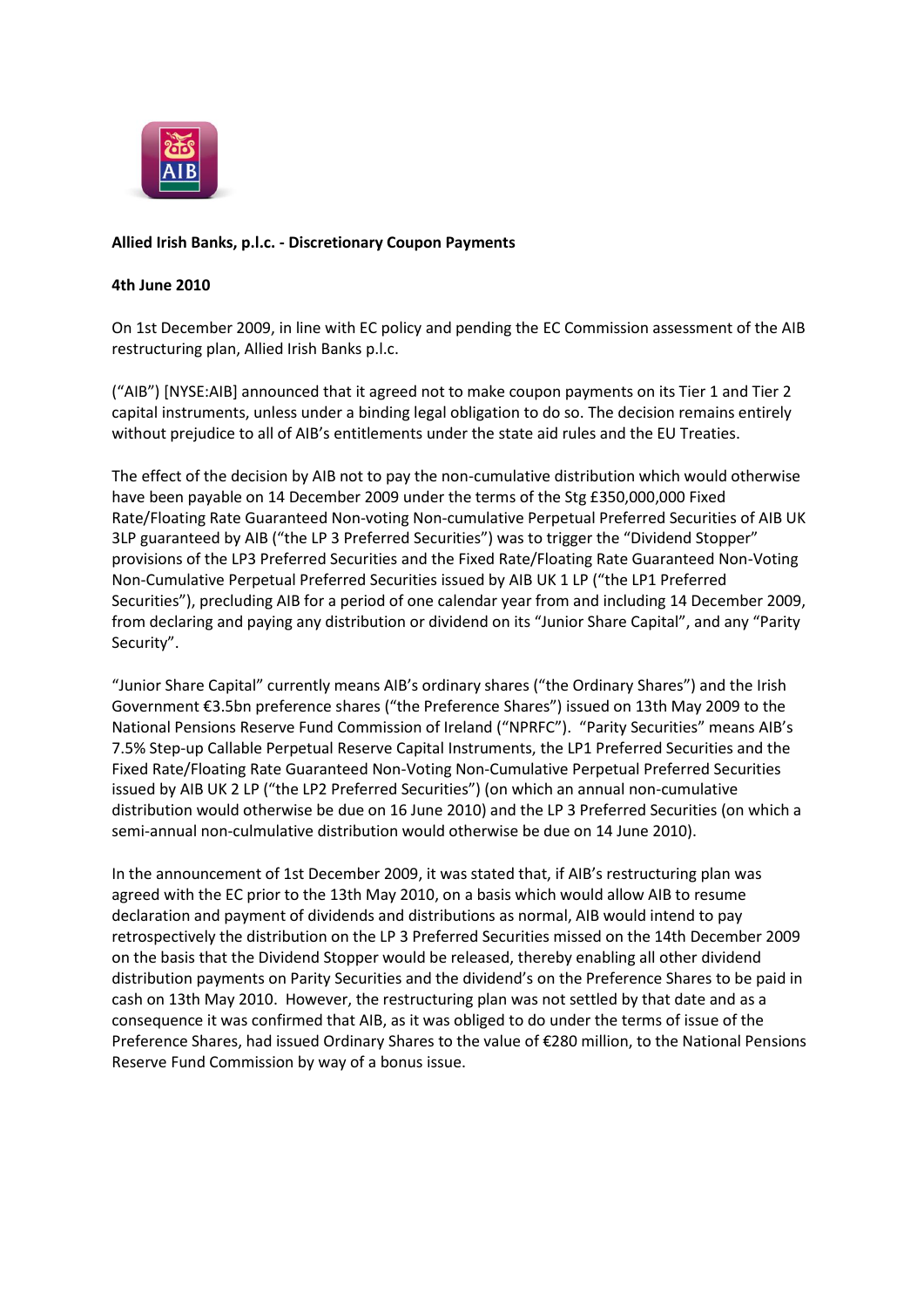**Allied Irish Banks, p.l.c. - Discretionary Coupon Payments**

**4th June 2010**

On 1st December 2009, in line with EC policy and pending the EC Commission assessment of the AIB restructuring plan, Allied Irish Banks p.l.c.

("AIB") [NYSE:AIB] announced that it agreed not to make coupon payments on its Tier 1 and Tier 2 capital instruments, unless under a binding legal obligation to do so. The decision remains entirely without prejudice to all of AIB's entitlements under the state aid rules and the EU Treaties.

The effect of the decision by AIB not to pay the non-cumulative distribution which would otherwise have been payable on 14 December 2009 under the terms of the Stg £350,000,000 Fixed Rate/Floating Rate Guaranteed Non-voting Non-cumulative Perpetual Preferred Securities of AIB UK 3LP guaranteed by AIB ("the LP 3 Preferred Securities") was to trigger the "Dividend Stopper" provisions of the LP3 Preferred Securities and the Fixed Rate/Floating Rate Guaranteed Non-Voting Non-Cumulative Perpetual Preferred Securities issued by AIB UK 1 LP ("the LP1 Preferred Securities"), precluding AIB for a period of one calendar year from and including 14 December 2009, from declaring and paying any distribution or dividend on its "Junior Share Capital", and any "Parity Security".

"Junior Share Capital" currently means AIB's ordinary shares ("the Ordinary Shares") and the Irish Government €3.5bn preference shares ("the Preference Shares") issued on 13th May 2009 to the National Pensions Reserve Fund Commission of Ireland ("NPRFC"). "Parity Securities" means AIB's 7.5% Step-up Callable Perpetual Reserve Capital Instruments, the LP1 Preferred Securities and the Fixed Rate/Floating Rate Guaranteed Non-Voting Non-Cumulative Perpetual Preferred Securities issued by AIB UK 2 LP ("the LP2 Preferred Securities") (on which an annual non-cumulative distribution would otherwise be due on 16 June 2010) and the LP 3 Preferred Securities (on which a semi-annual non-culmulative distribution would otherwise be due on 14 June 2010).

In the announcement of 1st December 2009, it was stated that, if AIB's restructuring plan was agreed with the EC prior to the 13th May 2010, on a basis which would allow AIB to resume declaration and payment of dividends and distributions as normal, AIB would intend to pay retrospectively the distribution on the LP 3 Preferred Securities missed on the 14th December 2009 on the basis that the Dividend Stopper would be released, thereby enabling all other dividend distribution payments on Parity Securities and the dividend's on the Preference Shares to be paid in cash on 13th May 2010. However, the restructuring plan was not settled by that date and as a consequence it was confirmed that AIB, as it was obliged to do under the terms of issue of the Preference Shares, had issued Ordinary Shares to the value of €280 million, to the National Pensions Reserve Fund Commission by way of a bonus issue.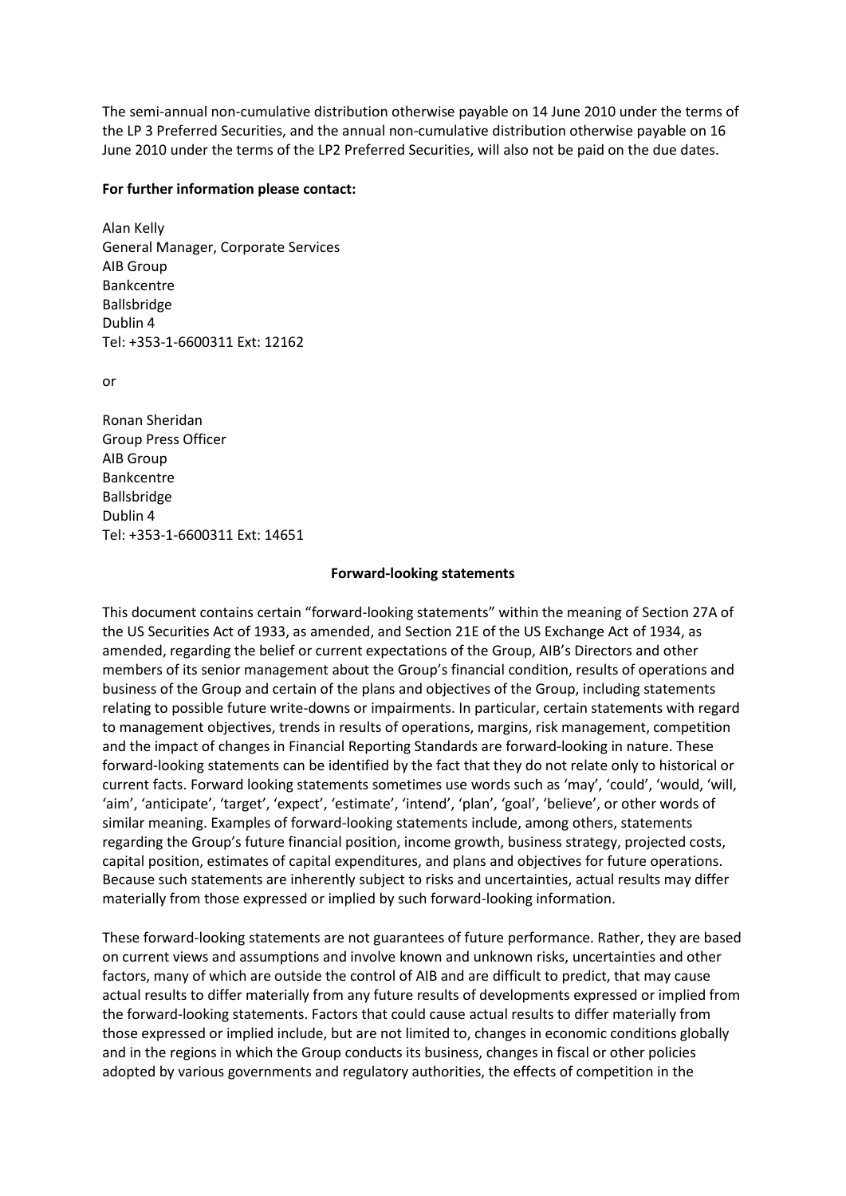The semi-annual non-cumulative distribution otherwise payable on 14 June 2010 under the terms of the LP 3 Preferred Securities, and the annual non-cumulative distribution otherwise payable on 16 June 2010 under the terms of the LP2 Preferred Securities, will also not be paid on the due dates.

**For further information please contact:**

Alan Kelly
General Manager, Corporate Services
AIB Group
Bankcentre
Ballsbridge
Dublin 4
Tel: +353-1-6600311 Ext: 12162

or

Ronan Sheridan
Group Press Officer
AIB Group
Bankcentre
Ballsbridge
Dublin 4
Tel: +353-1-6600311 Ext: 14651

**Forward-looking statements**

This document contains certain "forward-looking statements" within the meaning of Section 27A of the US Securities Act of 1933, as amended, and Section 21E of the US Exchange Act of 1934, as amended, regarding the belief or current expectations of the Group, AIB's Directors and other members of its senior management about the Group's financial condition, results of operations and business of the Group and certain of the plans and objectives of the Group, including statements relating to possible future write-downs or impairments. In particular, certain statements with regard to management objectives, trends in results of operations, margins, risk management, competition and the impact of changes in Financial Reporting Standards are forward-looking in nature. These forward-looking statements can be identified by the fact that they do not relate only to historical or current facts. Forward looking statements sometimes use words such as 'may', 'could', 'would, 'will, 'aim', 'anticipate', 'target', 'expect', 'estimate', 'intend', 'plan', 'goal', 'believe', or other words of similar meaning. Examples of forward-looking statements include, among others, statements regarding the Group's future financial position, income growth, business strategy, projected costs, capital position, estimates of capital expenditures, and plans and objectives for future operations. Because such statements are inherently subject to risks and uncertainties, actual results may differ materially from those expressed or implied by such forward-looking information.

These forward-looking statements are not guarantees of future performance. Rather, they are based on current views and assumptions and involve known and unknown risks, uncertainties and other factors, many of which are outside the control of AIB and are difficult to predict, that may cause actual results to differ materially from any future results of developments expressed or implied from the forward-looking statements. Factors that could cause actual results to differ materially from those expressed or implied include, but are not limited to, changes in economic conditions globally and in the regions in which the Group conducts its business, changes in fiscal or other policies adopted by various governments and regulatory authorities, the effects of competition in the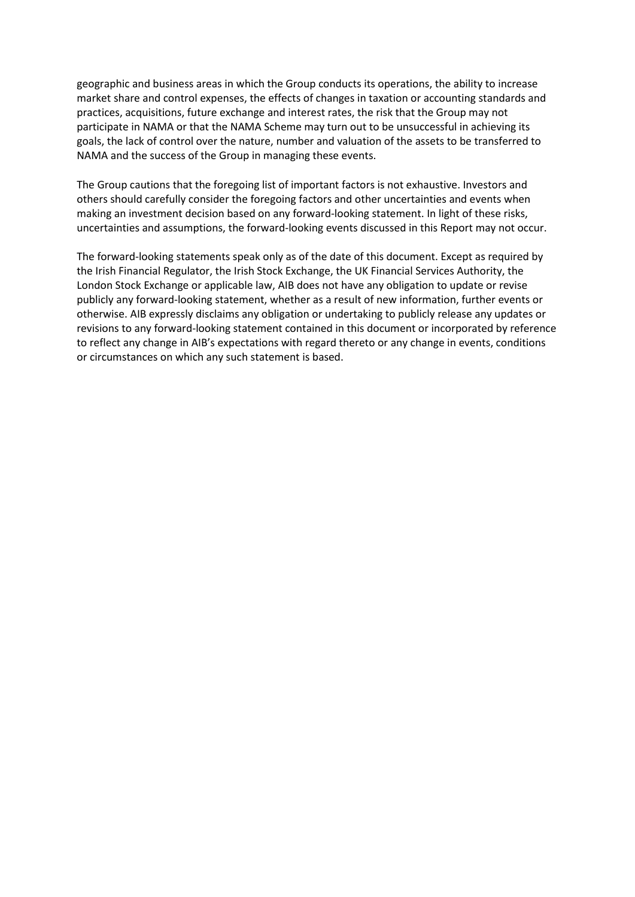geographic and business areas in which the Group conducts its operations, the ability to increase market share and control expenses, the effects of changes in taxation or accounting standards and practices, acquisitions, future exchange and interest rates, the risk that the Group may not participate in NAMA or that the NAMA Scheme may turn out to be unsuccessful in achieving its goals, the lack of control over the nature, number and valuation of the assets to be transferred to NAMA and the success of the Group in managing these events.

The Group cautions that the foregoing list of important factors is not exhaustive. Investors and others should carefully consider the foregoing factors and other uncertainties and events when making an investment decision based on any forward-looking statement. In light of these risks, uncertainties and assumptions, the forward-looking events discussed in this Report may not occur.

The forward-looking statements speak only as of the date of this document. Except as required by the Irish Financial Regulator, the Irish Stock Exchange, the UK Financial Services Authority, the London Stock Exchange or applicable law, AIB does not have any obligation to update or revise publicly any forward-looking statement, whether as a result of new information, further events or otherwise. AIB expressly disclaims any obligation or undertaking to publicly release any updates or revisions to any forward-looking statement contained in this document or incorporated by reference to reflect any change in AIB's expectations with regard thereto or any change in events, conditions or circumstances on which any such statement is based.